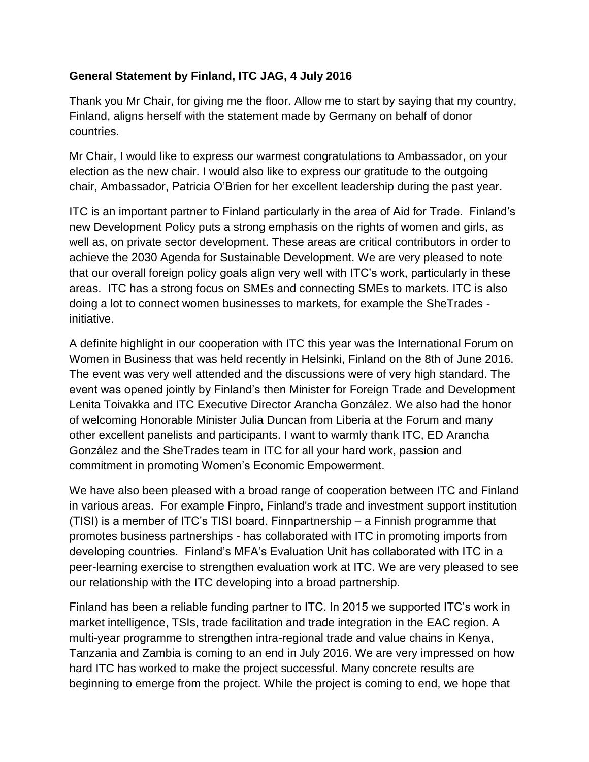**General Statement by Finland, ITC JAG, 4 July 2016**

Thank you Mr Chair, for giving me the floor. Allow me to start by saying that my country, Finland, aligns herself with the statement made by Germany on behalf of donor countries.

Mr Chair, I would like to express our warmest congratulations to Ambassador, on your election as the new chair. I would also like to express our gratitude to the outgoing chair, Ambassador, Patricia O'Brien for her excellent leadership during the past year.

ITC is an important partner to Finland particularly in the area of Aid for Trade. Finland's new Development Policy puts a strong emphasis on the rights of women and girls, as well as, on private sector development. These areas are critical contributors in order to achieve the 2030 Agenda for Sustainable Development. We are very pleased to note that our overall foreign policy goals align very well with ITC's work, particularly in these areas. ITC has a strong focus on SMEs and connecting SMEs to markets. ITC is also doing a lot to connect women businesses to markets, for example the SheTrades - initiative.

A definite highlight in our cooperation with ITC this year was the International Forum on Women in Business that was held recently in Helsinki, Finland on the 8th of June 2016. The event was very well attended and the discussions were of very high standard. The event was opened jointly by Finland's then Minister for Foreign Trade and Development Lenita Toivakka and ITC Executive Director Arancha González. We also had the honor of welcoming Honorable Minister Julia Duncan from Liberia at the Forum and many other excellent panelists and participants. I want to warmly thank ITC, ED Arancha González and the SheTrades team in ITC for all your hard work, passion and commitment in promoting Women's Economic Empowerment.

We have also been pleased with a broad range of cooperation between ITC and Finland in various areas. For example Finpro, Finland's trade and investment support institution (TISI) is a member of ITC's TISI board. Finnpartnership – a Finnish programme that promotes business partnerships - has collaborated with ITC in promoting imports from developing countries. Finland's MFA's Evaluation Unit has collaborated with ITC in a peer-learning exercise to strengthen evaluation work at ITC. We are very pleased to see our relationship with the ITC developing into a broad partnership.

Finland has been a reliable funding partner to ITC. In 2015 we supported ITC's work in market intelligence, TSIs, trade facilitation and trade integration in the EAC region. A multi-year programme to strengthen intra-regional trade and value chains in Kenya, Tanzania and Zambia is coming to an end in July 2016. We are very impressed on how hard ITC has worked to make the project successful. Many concrete results are beginning to emerge from the project. While the project is coming to end, we hope that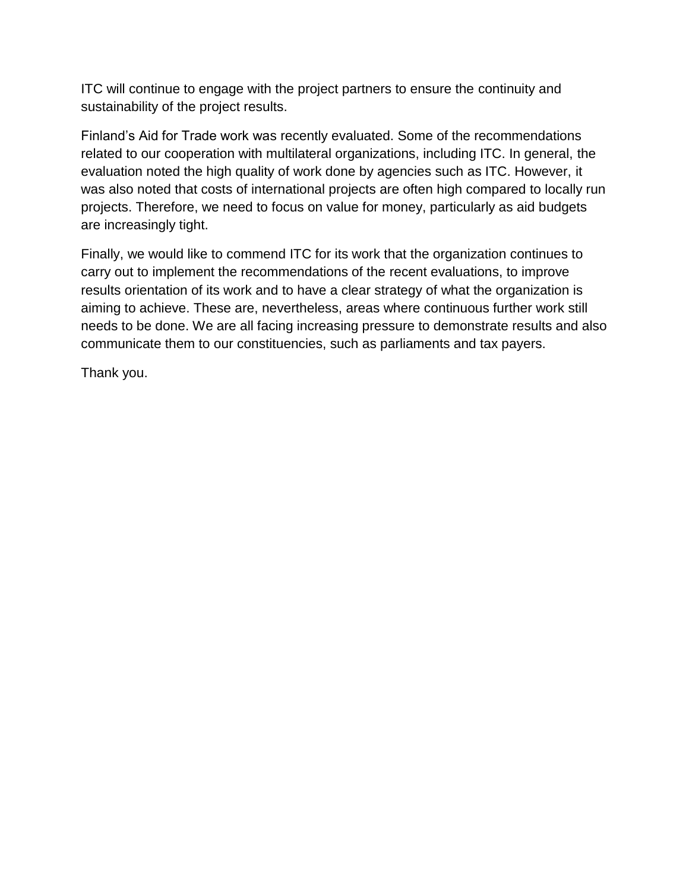ITC will continue to engage with the project partners to ensure the continuity and sustainability of the project results.

Finland's Aid for Trade work was recently evaluated. Some of the recommendations related to our cooperation with multilateral organizations, including ITC. In general, the evaluation noted the high quality of work done by agencies such as ITC. However, it was also noted that costs of international projects are often high compared to locally run projects. Therefore, we need to focus on value for money, particularly as aid budgets are increasingly tight.

Finally, we would like to commend ITC for its work that the organization continues to carry out to implement the recommendations of the recent evaluations, to improve results orientation of its work and to have a clear strategy of what the organization is aiming to achieve. These are, nevertheless, areas where continuous further work still needs to be done. We are all facing increasing pressure to demonstrate results and also communicate them to our constituencies, such as parliaments and tax payers.

Thank you.